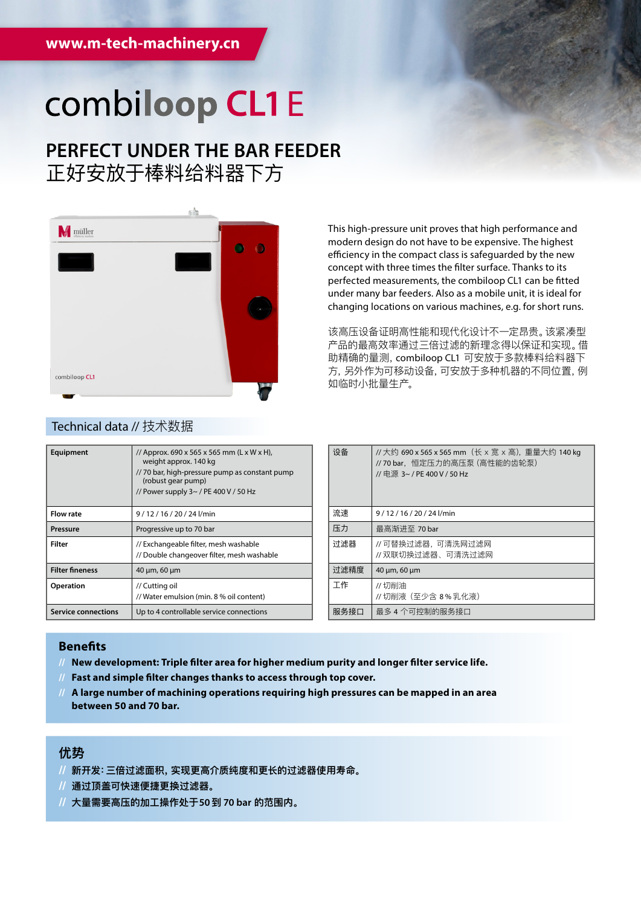www.m-tech-machinery.cn

# combiloop CL1 E

## PERFECT UNDER THE BAR FEEDER
## 正好安放于棒料给料器下方

This high-pressure unit proves that high performance and modern design do not have to be expensive. The highest efficiency in the compact class is safeguarded by the new concept with three times the filter surface. Thanks to its perfected measurements, the combiloop CL1 can be fitted under many bar feeders. Also as a mobile unit, it is ideal for changing locations on various machines, e.g. for short runs.

该高压设备证明高性能和现代化设计不一定昂贵。该紧凑型产品的最高效率通过三倍过滤的新理念得以保证和实现。借助精确的量测，combiloop CL1 可安放于多款棒料给料器下方，另外作为可移动设备，可安放于多种机器的不同位置，例如临时小批量生产。

### Technical data // 技术数据

| | |
|---|---|
| **Equipment** | // Approx. 690 x 565 x 565 mm (L x W x H), weight approx. 140 kg<br>// 70 bar, high-pressure pump as constant pump (robust gear pump)<br>// Power supply 3~ / PE 400 V / 50 Hz |
| **Flow rate** | 9 / 12 / 16 / 20 / 24 l/min |
| **Pressure** | Progressive up to 70 bar |
| **Filter** | // Exchangeable filter, mesh washable<br>// Double changeover filter, mesh washable |
| **Filter fineness** | 40 µm, 60 µm |
| **Operation** | // Cutting oil<br>// Water emulsion (min. 8 % oil content) |
| **Service connections** | Up to 4 controllable service connections |

| | |
|---|---|
| 设备 | // 大约 690 x 565 x 565 mm（长 x 宽 x 高），重量大约 140 kg<br>// 70 bar，恒定压力的高压泵（高性能的齿轮泵）<br>// 电源 3~ / PE 400 V / 50 Hz |
| 流速 | 9 / 12 / 16 / 20 / 24 l/min |
| 压力 | 最高渐进至 70 bar |
| 过滤器 | // 可替换过滤器，可清洗网过滤网<br>// 双联切换过滤器、可清洗过滤网 |
| 过滤精度 | 40 µm, 60 µm |
| 工作 | // 切削油<br>// 切削液（至少含 8 % 乳化液） |
| 服务接口 | 最多 4 个可控制的服务接口 |

### Benefits

- **New development: Triple filter area for higher medium purity and longer filter service life.**
- **Fast and simple filter changes thanks to access through top cover.**
- **A large number of machining operations requiring high pressures can be mapped in an area between 50 and 70 bar.**

### 优势

- **新开发：三倍过滤面积，实现更高介质纯度和更长的过滤器使用寿命。**
- **通过顶盖可快速便捷更换过滤器。**
- **大量需要高压的加工操作处于50 到 70 bar 的范围内。**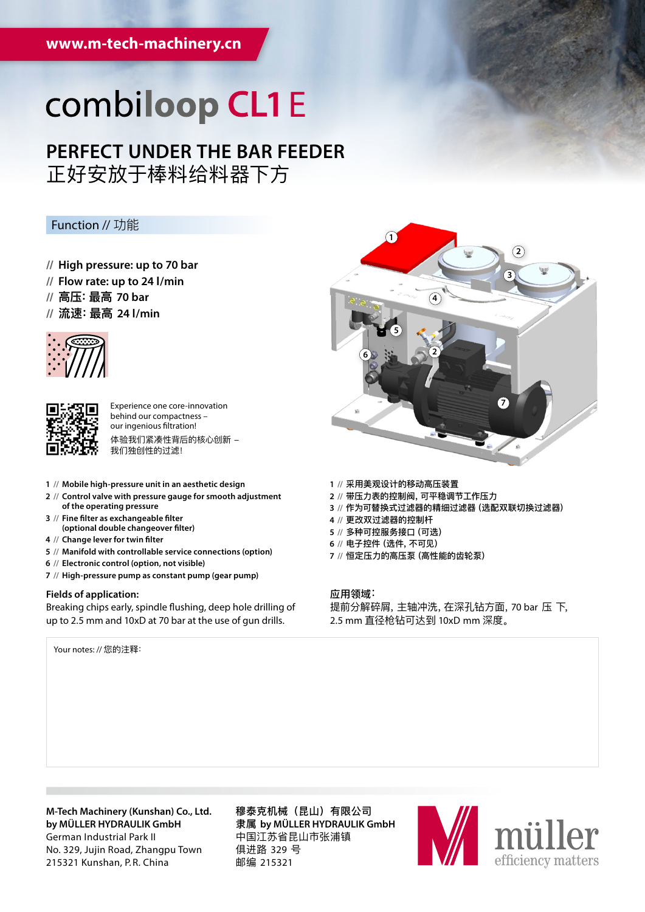www.m-tech-machinery.cn

# combiloop CL1 E

## PERFECT UNDER THE BAR FEEDER
## 正好安放于棒料给料器下方

### Function // 功能

- // High pressure: up to 70 bar
- // Flow rate: up to 24 l/min
- // 高压：最高 70 bar
- // 流速：最高 24 l/min

Experience one core-innovation behind our compactness – our ingenious filtration!
体验我们紧凑性背后的核心创新 – 我们独创性的过滤！

1 // Mobile high-pressure unit in an aesthetic design
2 // Control valve with pressure gauge for smooth adjustment of the operating pressure
3 // Fine filter as exchangeable filter (optional double changeover filter)
4 // Change lever for twin filter
5 // Manifold with controllable service connections (option)
6 // Electronic control (option, not visible)
7 // High-pressure pump as constant pump (gear pump)

1 // 采用美观设计的移动高压装置
2 // 带压力表的控制阀，可平稳调节工作压力
3 // 作为可替换式过滤器的精细过滤器（选配双联切换过滤器）
4 // 更改双过滤器的控制杆
5 // 多种可控服务接口（可选）
6 // 电子控件（选件，不可见）
7 // 恒定压力的高压泵（高性能的齿轮泵）

**Fields of application:**
Breaking chips early, spindle flushing, deep hole drilling of up to 2.5 mm and 10xD at 70 bar at the use of gun drills.

**应用领域：**
提前分解碎屑，主轴冲洗，在深孔钻方面，70 bar 压 下，2.5 mm 直径枪钻可达到 10xD mm 深度。

Your notes: // 您的注释：

**M-Tech Machinery (Kunshan) Co., Ltd.**
**by MÜLLER HYDRAULIK GmbH**
German Industrial Park II
No. 329, Jujin Road, Zhangpu Town
215321 Kunshan, P.R. China

**穆泰克机械（昆山）有限公司**
**隶属 by MÜLLER HYDRAULIK GmbH**
中国江苏省昆山市张浦镇
俱进路 329 号
邮编 215321

müller
efficiency matters